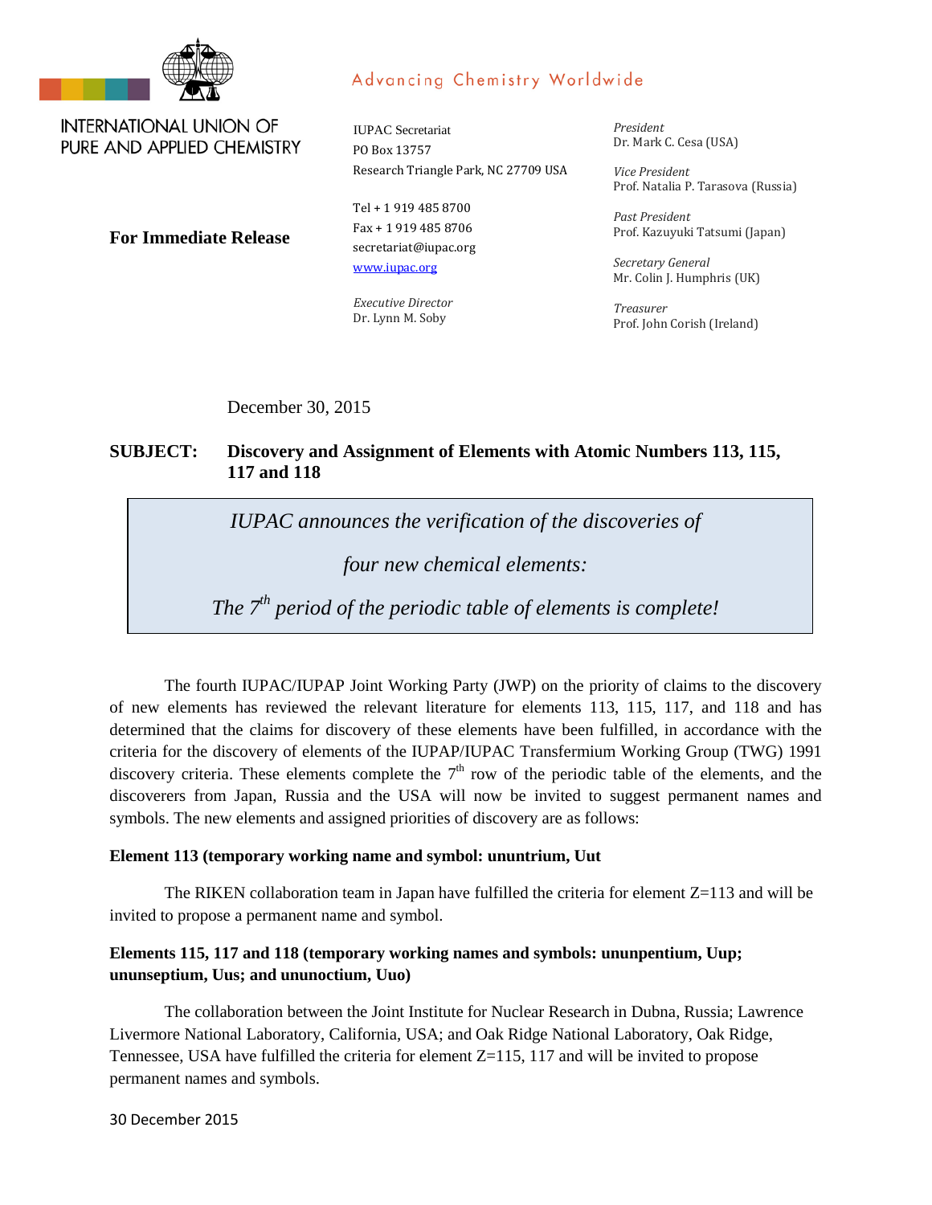INTERNATIONAL UNION OF PURE AND APPLIED CHEMISTRY

Advancing Chemistry Worldwide

IUPAC Secretariat
PO Box 13757
Research Triangle Park, NC 27709 USA

Tel + 1 919 485 8700
Fax + 1 919 485 8706
secretariat@iupac.org
www.iupac.org

*Executive Director*
Dr. Lynn M. Soby

*President*
Dr. Mark C. Cesa (USA)

*Vice President*
Prof. Natalia P. Tarasova (Russia)

*Past President*
Prof. Kazuyuki Tatsumi (Japan)

*Secretary General*
Mr. Colin J. Humphris (UK)

*Treasurer*
Prof. John Corish (Ireland)

**For Immediate Release**

December 30, 2015

**SUBJECT: Discovery and Assignment of Elements with Atomic Numbers 113, 115, 117 and 118**

> *IUPAC announces the verification of the discoveries of*
>
> *four new chemical elements:*
>
> *The 7th period of the periodic table of elements is complete!*

The fourth IUPAC/IUPAP Joint Working Party (JWP) on the priority of claims to the discovery of new elements has reviewed the relevant literature for elements 113, 115, 117, and 118 and has determined that the claims for discovery of these elements have been fulfilled, in accordance with the criteria for the discovery of elements of the IUPAP/IUPAC Transfermium Working Group (TWG) 1991 discovery criteria. These elements complete the 7th row of the periodic table of the elements, and the discoverers from Japan, Russia and the USA will now be invited to suggest permanent names and symbols. The new elements and assigned priorities of discovery are as follows:

**Element 113 (temporary working name and symbol: ununtrium, Uut**

The RIKEN collaboration team in Japan have fulfilled the criteria for element Z=113 and will be invited to propose a permanent name and symbol.

**Elements 115, 117 and 118 (temporary working names and symbols: ununpentium, Uup; ununseptium, Uus; and ununoctium, Uuo)**

The collaboration between the Joint Institute for Nuclear Research in Dubna, Russia; Lawrence Livermore National Laboratory, California, USA; and Oak Ridge National Laboratory, Oak Ridge, Tennessee, USA have fulfilled the criteria for element Z=115, 117 and will be invited to propose permanent names and symbols.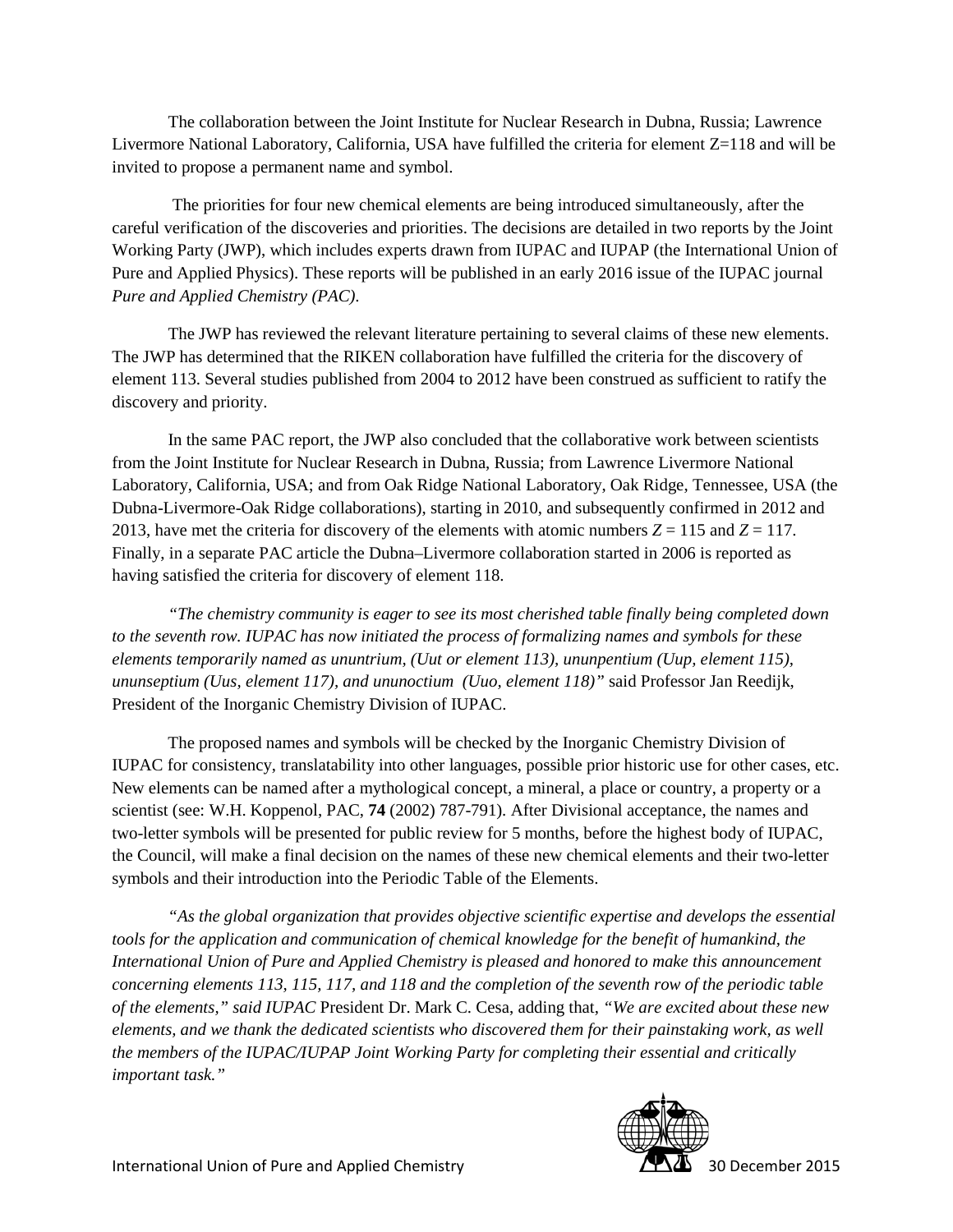The collaboration between the Joint Institute for Nuclear Research in Dubna, Russia; Lawrence Livermore National Laboratory, California, USA have fulfilled the criteria for element Z=118 and will be invited to propose a permanent name and symbol.

The priorities for four new chemical elements are being introduced simultaneously, after the careful verification of the discoveries and priorities. The decisions are detailed in two reports by the Joint Working Party (JWP), which includes experts drawn from IUPAC and IUPAP (the International Union of Pure and Applied Physics). These reports will be published in an early 2016 issue of the IUPAC journal *Pure and Applied Chemistry (PAC)*.

The JWP has reviewed the relevant literature pertaining to several claims of these new elements. The JWP has determined that the RIKEN collaboration have fulfilled the criteria for the discovery of element 113. Several studies published from 2004 to 2012 have been construed as sufficient to ratify the discovery and priority.

In the same PAC report, the JWP also concluded that the collaborative work between scientists from the Joint Institute for Nuclear Research in Dubna, Russia; from Lawrence Livermore National Laboratory, California, USA; and from Oak Ridge National Laboratory, Oak Ridge, Tennessee, USA (the Dubna-Livermore-Oak Ridge collaborations), starting in 2010, and subsequently confirmed in 2012 and 2013, have met the criteria for discovery of the elements with atomic numbers $Z = 115$ and $Z = 117$. Finally, in a separate PAC article the Dubna–Livermore collaboration started in 2006 is reported as having satisfied the criteria for discovery of element 118.

*"The chemistry community is eager to see its most cherished table finally being completed down to the seventh row. IUPAC has now initiated the process of formalizing names and symbols for these elements temporarily named as ununtrium, (Uut or element 113), ununpentium (Uup, element 115), ununseptium (Uus, element 117), and ununoctium (Uuo, element 118)"* said Professor Jan Reedijk, President of the Inorganic Chemistry Division of IUPAC.

The proposed names and symbols will be checked by the Inorganic Chemistry Division of IUPAC for consistency, translatability into other languages, possible prior historic use for other cases, etc. New elements can be named after a mythological concept, a mineral, a place or country, a property or a scientist (see: W.H. Koppenol, PAC, **74** (2002) 787-791). After Divisional acceptance, the names and two-letter symbols will be presented for public review for 5 months, before the highest body of IUPAC, the Council, will make a final decision on the names of these new chemical elements and their two-letter symbols and their introduction into the Periodic Table of the Elements.

*"As the global organization that provides objective scientific expertise and develops the essential tools for the application and communication of chemical knowledge for the benefit of humankind, the International Union of Pure and Applied Chemistry is pleased and honored to make this announcement concerning elements 113, 115, 117, and 118 and the completion of the seventh row of the periodic table of the elements," said IUPAC* President Dr. Mark C. Cesa, adding that, *"We are excited about these new elements, and we thank the dedicated scientists who discovered them for their painstaking work, as well the members of the IUPAC/IUPAP Joint Working Party for completing their essential and critically important task."*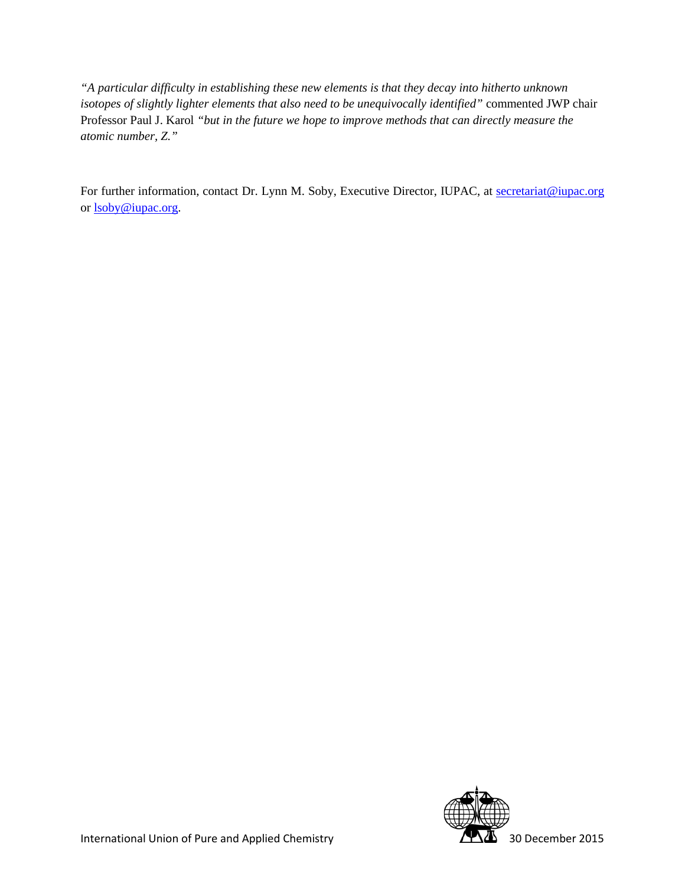*"A particular difficulty in establishing these new elements is that they decay into hitherto unknown isotopes of slightly lighter elements that also need to be unequivocally identified"* commented JWP chair Professor Paul J. Karol *"but in the future we hope to improve methods that can directly measure the atomic number, Z."*

For further information, contact Dr. Lynn M. Soby, Executive Director, IUPAC, at secretariat@iupac.org or lsoby@iupac.org.